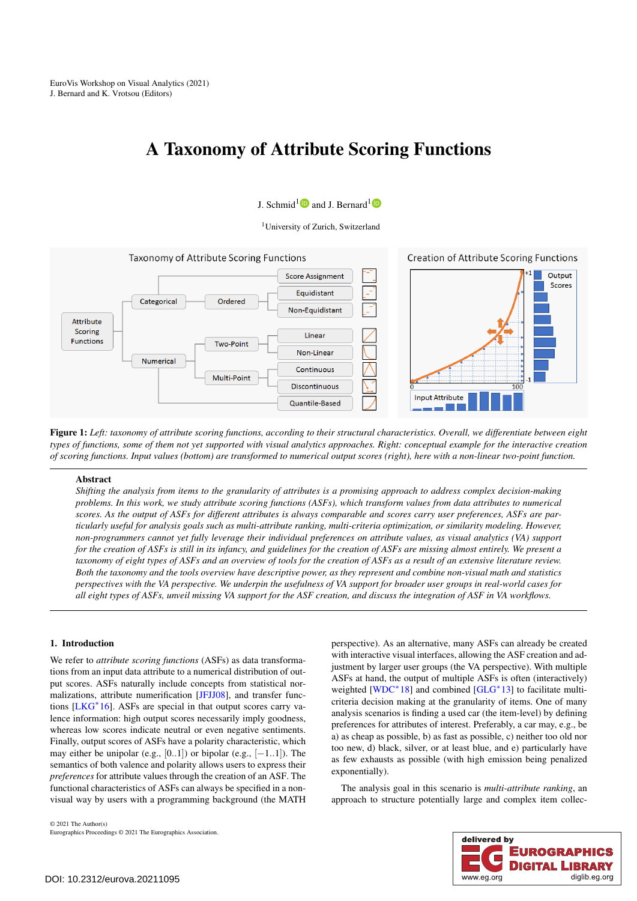# A Taxonomy of Attribute Scoring Functions

J. Schmid[1] and J. Bernard[1]

[1]University of Zurich, Switzerland

**Figure 1:** *Left: taxonomy of attribute scoring functions, according to their structural characteristics. Overall, we differentiate between eight types of functions, some of them not yet supported with visual analytics approaches. Right: conceptual example for the interactive creation of scoring functions. Input values (bottom) are transformed to numerical output scores (right), here with a non-linear two-point function.*

---

**Abstract**

*Shifting the analysis from items to the granularity of attributes is a promising approach to address complex decision-making problems. In this work, we study attribute scoring functions (ASFs), which transform values from data attributes to numerical scores. As the output of ASFs for different attributes is always comparable and scores carry user preferences, ASFs are particularly useful for analysis goals such as multi-attribute ranking, multi-criteria optimization, or similarity modeling. However, non-programmers cannot yet fully leverage their individual preferences on attribute values, as visual analytics (VA) support for the creation of ASFs is still in its infancy, and guidelines for the creation of ASFs are missing almost entirely. We present a taxonomy of eight types of ASFs and an overview of tools for the creation of ASFs as a result of an extensive literature review. Both the taxonomy and the tools overview have descriptive power, as they represent and combine non-visual math and statistics perspectives with the VA perspective. We underpin the usefulness of VA support for broader user groups in real-world cases for all eight types of ASFs, unveil missing VA support for the ASF creation, and discuss the integration of ASF in VA workflows.*

---

## 1. Introduction

We refer to *attribute scoring functions* (ASFs) as data transformations from an input data attribute to a numerical distribution of output scores. ASFs naturally include concepts from statistical normalizations, attribute numerification [JFJJ08], and transfer functions [LKG*16]. ASFs are special in that output scores carry valence information: high output scores necessarily imply goodness, whereas low scores indicate neutral or even negative sentiments. Finally, output scores of ASFs have a polarity characteristic, which may either be unipolar (e.g., $[0..1]$) or bipolar (e.g., $[-1..1]$). The semantics of both valence and polarity allows users to express their *preferences* for attribute values through the creation of an ASF. The functional characteristics of ASFs can always be specified in a non-visual way by users with a programming background (the MATH perspective). As an alternative, many ASFs can already be created with interactive visual interfaces, allowing the ASF creation and adjustment by larger user groups (the VA perspective). With multiple ASFs at hand, the output of multiple ASFs is often (interactively) weighted [WDC*18] and combined [GLG*13] to facilitate multi-criteria decision making at the granularity of items. One of many analysis scenarios is finding a used car (the item-level) by defining preferences for attributes of interest. Preferably, a car may, e.g., be a) as cheap as possible, b) as fast as possible, c) neither too old nor too new, d) black, silver, or at least blue, and e) particularly have as few exhausts as possible (with high emission being penalized exponentially).

The analysis goal in this scenario is *multi-attribute ranking*, an approach to structure potentially large and complex item collec-

© 2021 The Author(s)
Eurographics Proceedings © 2021 The Eurographics Association.

DOI: 10.2312/eurova.20211095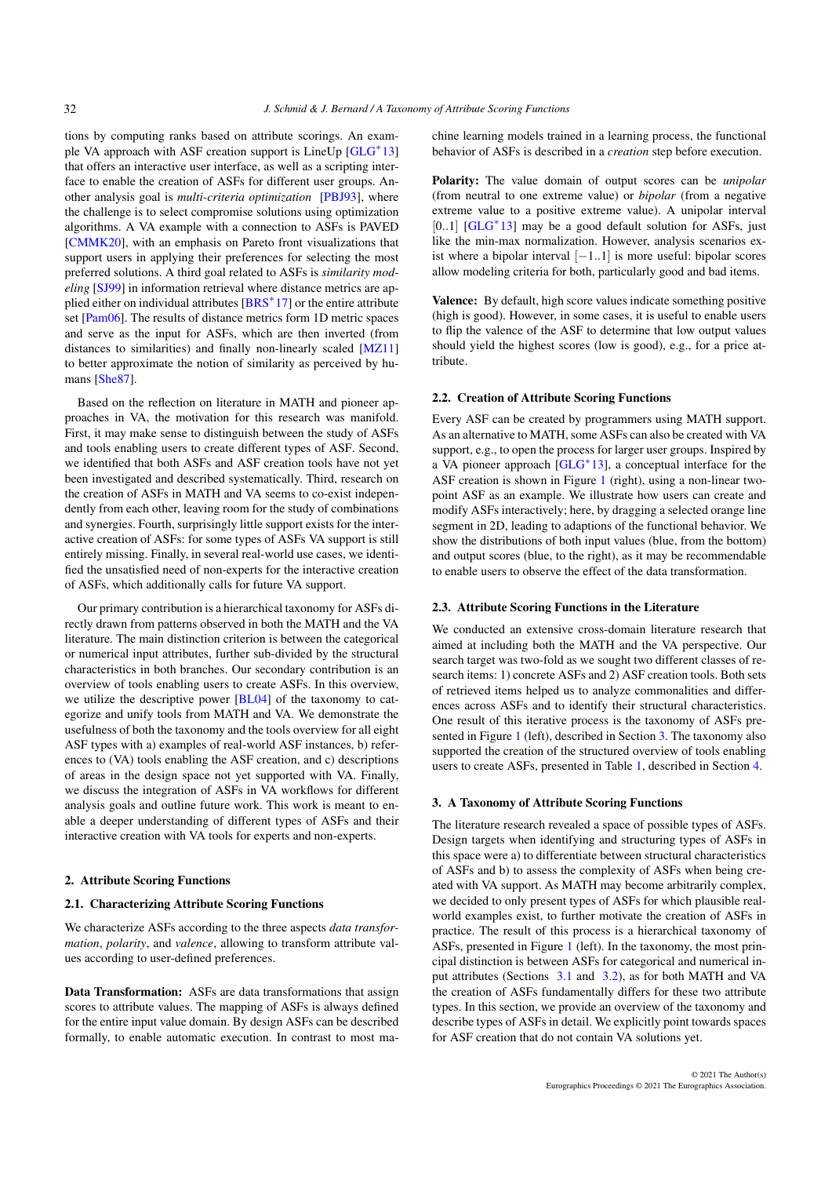tions by computing ranks based on attribute scorings. An example VA approach with ASF creation support is LineUp [GLG*13] that offers an interactive user interface, as well as a scripting interface to enable the creation of ASFs for different user groups. Another analysis goal is *multi-criteria optimization* [PBJ93], where the challenge is to select compromise solutions using optimization algorithms. A VA example with a connection to ASFs is PAVED [CMMK20], with an emphasis on Pareto front visualizations that support users in applying their preferences for selecting the most preferred solutions. A third goal related to ASFs is *similarity modeling* [SJ99] in information retrieval where distance metrics are applied either on individual attributes [BRS*17] or the entire attribute set [Pam06]. The results of distance metrics form 1D metric spaces and serve as the input for ASFs, which are then inverted (from distances to similarities) and finally non-linearly scaled [MZ11] to better approximate the notion of similarity as perceived by humans [She87].

Based on the reflection on literature in MATH and pioneer approaches in VA, the motivation for this research was manifold. First, it may make sense to distinguish between the study of ASFs and tools enabling users to create different types of ASF. Second, we identified that both ASFs and ASF creation tools have not yet been investigated and described systematically. Third, research on the creation of ASFs in MATH and VA seems to co-exist independently from each other, leaving room for the study of combinations and synergies. Fourth, surprisingly little support exists for the interactive creation of ASFs: for some types of ASFs VA support is still entirely missing. Finally, in several real-world use cases, we identified the unsatisfied need of non-experts for the interactive creation of ASFs, which additionally calls for future VA support.

Our primary contribution is a hierarchical taxonomy for ASFs directly drawn from patterns observed in both the MATH and the VA literature. The main distinction criterion is between the categorical or numerical input attributes, further sub-divided by the structural characteristics in both branches. Our secondary contribution is an overview of tools enabling users to create ASFs. In this overview, we utilize the descriptive power [BL04] of the taxonomy to categorize and unify tools from MATH and VA. We demonstrate the usefulness of both the taxonomy and the tools overview for all eight ASF types with a) examples of real-world ASF instances, b) references to (VA) tools enabling the ASF creation, and c) descriptions of areas in the design space not yet supported with VA. Finally, we discuss the integration of ASFs in VA workflows for different analysis goals and outline future work. This work is meant to enable a deeper understanding of different types of ASFs and their interactive creation with VA tools for experts and non-experts.

## 2. Attribute Scoring Functions

### 2.1. Characterizing Attribute Scoring Functions

We characterize ASFs according to the three aspects *data transformation*, *polarity*, and *valence*, allowing to transform attribute values according to user-defined preferences.

**Data Transformation:** ASFs are data transformations that assign scores to attribute values. The mapping of ASFs is always defined for the entire input value domain. By design ASFs can be described formally, to enable automatic execution. In contrast to most machine learning models trained in a learning process, the functional behavior of ASFs is described in a *creation* step before execution.

**Polarity:** The value domain of output scores can be *unipolar* (from neutral to one extreme value) or *bipolar* (from a negative extreme value to a positive extreme value). A unipolar interval $[0..1]$ [GLG*13] may be a good default solution for ASFs, just like the min-max normalization. However, analysis scenarios exist where a bipolar interval $[-1..1]$ is more useful: bipolar scores allow modeling criteria for both, particularly good and bad items.

**Valence:** By default, high score values indicate something positive (high is good). However, in some cases, it is useful to enable users to flip the valence of the ASF to determine that low output values should yield the highest scores (low is good), e.g., for a price attribute.

### 2.2. Creation of Attribute Scoring Functions

Every ASF can be created by programmers using MATH support. As an alternative to MATH, some ASFs can also be created with VA support, e.g., to open the process for larger user groups. Inspired by a VA pioneer approach [GLG*13], a conceptual interface for the ASF creation is shown in Figure 1 (right), using a non-linear two-point ASF as an example. We illustrate how users can create and modify ASFs interactively; here, by dragging a selected orange line segment in 2D, leading to adaptions of the functional behavior. We show the distributions of both input values (blue, from the bottom) and output scores (blue, to the right), as it may be recommendable to enable users to observe the effect of the data transformation.

### 2.3. Attribute Scoring Functions in the Literature

We conducted an extensive cross-domain literature research that aimed at including both the MATH and the VA perspective. Our search target was two-fold as we sought two different classes of research items: 1) concrete ASFs and 2) ASF creation tools. Both sets of retrieved items helped us to analyze commonalities and differences across ASFs and to identify their structural characteristics. One result of this iterative process is the taxonomy of ASFs presented in Figure 1 (left), described in Section 3. The taxonomy also supported the creation of the structured overview of tools enabling users to create ASFs, presented in Table 1, described in Section 4.

## 3. A Taxonomy of Attribute Scoring Functions

The literature research revealed a space of possible types of ASFs. Design targets when identifying and structuring types of ASFs in this space were a) to differentiate between structural characteristics of ASFs and b) to assess the complexity of ASFs when being created with VA support. As MATH may become arbitrarily complex, we decided to only present types of ASFs for which plausible real-world examples exist, to further motivate the creation of ASFs in practice. The result of this process is a hierarchical taxonomy of ASFs, presented in Figure 1 (left). In the taxonomy, the most principal distinction is between ASFs for categorical and numerical input attributes (Sections 3.1 and 3.2), as for both MATH and VA the creation of ASFs fundamentally differs for these two attribute types. In this section, we provide an overview of the taxonomy and describe types of ASFs in detail. We explicitly point towards spaces for ASF creation that do not contain VA solutions yet.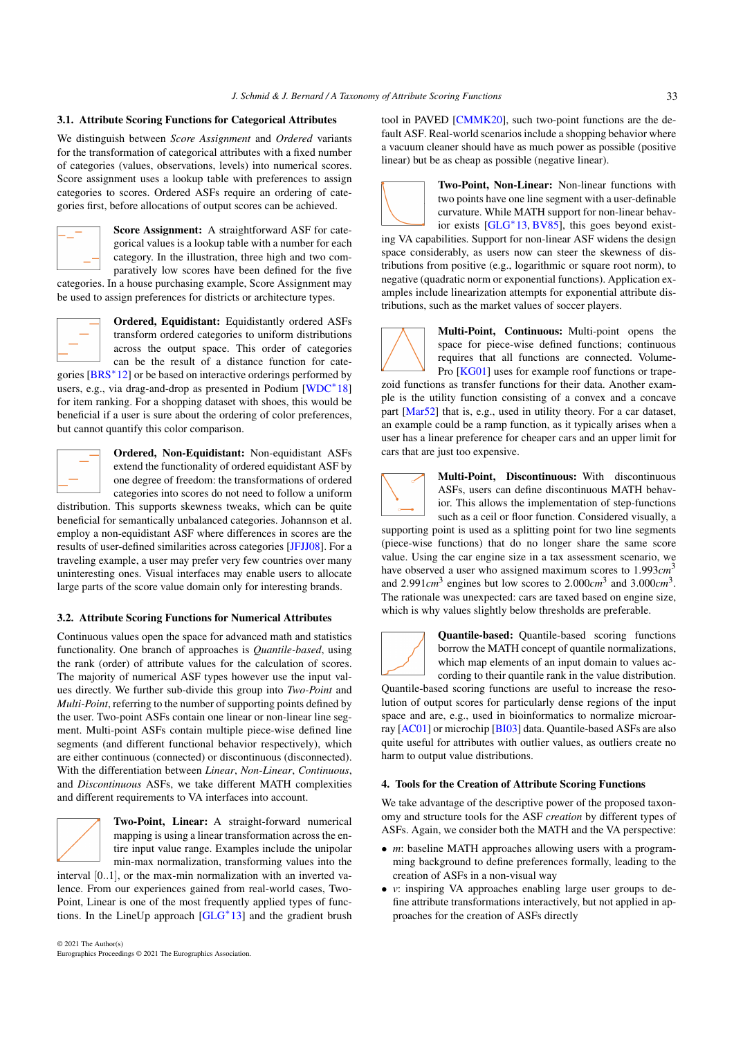### 3.1. Attribute Scoring Functions for Categorical Attributes

We distinguish between *Score Assignment* and *Ordered* variants for the transformation of categorical attributes with a fixed number of categories (values, observations, levels) into numerical scores. Score assignment uses a lookup table with preferences to assign categories to scores. Ordered ASFs require an ordering of categories first, before allocations of output scores can be achieved.

**Score Assignment:** A straightforward ASF for categorical values is a lookup table with a number for each category. In the illustration, three high and two comparatively low scores have been defined for the five categories. In a house purchasing example, Score Assignment may be used to assign preferences for districts or architecture types.

**Ordered, Equidistant:** Equidistantly ordered ASFs transform ordered categories to uniform distributions across the output space. This order of categories can be the result of a distance function for categories [BRS*12] or be based on interactive orderings performed by users, e.g., via drag-and-drop as presented in Podium [WDC*18] for item ranking. For a shopping dataset with shoes, this would be beneficial if a user is sure about the ordering of color preferences, but cannot quantify this color comparison.

**Ordered, Non-Equidistant:** Non-equidistant ASFs extend the functionality of ordered equidistant ASF by one degree of freedom: the transformations of ordered categories into scores do not need to follow a uniform distribution. This supports skewness tweaks, which can be quite beneficial for semantically unbalanced categories. Johannson et al. employ a non-equidistant ASF where differences in scores are the results of user-defined similarities across categories [JFJJ08]. For a traveling example, a user may prefer very few countries over many uninteresting ones. Visual interfaces may enable users to allocate large parts of the score value domain only for interesting brands.

### 3.2. Attribute Scoring Functions for Numerical Attributes

Continuous values open the space for advanced math and statistics functionality. One branch of approaches is *Quantile-based*, using the rank (order) of attribute values for the calculation of scores. The majority of numerical ASF types however use the input values directly. We further sub-divide this group into *Two-Point* and *Multi-Point*, referring to the number of supporting points defined by the user. Two-point ASFs contain one linear or non-linear line segment. Multi-point ASFs contain multiple piece-wise defined line segments (and different functional behavior respectively), which are either continuous (connected) or discontinuous (disconnected). With the differentiation between *Linear*, *Non-Linear*, *Continuous*, and *Discontinuous* ASFs, we take different MATH complexities and different requirements to VA interfaces into account.

**Two-Point, Linear:** A straight-forward numerical mapping is using a linear transformation across the entire input value range. Examples include the unipolar min-max normalization, transforming values into the interval [0..1], or the max-min normalization with an inverted valence. From our experiences gained from real-world cases, Two-Point, Linear is one of the most frequently applied types of functions. In the LineUp approach [GLG*13] and the gradient brush tool in PAVED [CMMK20], such two-point functions are the default ASF. Real-world scenarios include a shopping behavior where a vacuum cleaner should have as much power as possible (positive linear) but be as cheap as possible (negative linear).

**Two-Point, Non-Linear:** Non-linear functions with two points have one line segment with a user-definable curvature. While MATH support for non-linear behavior exists [GLG*13, BV85], this goes beyond existing VA capabilities. Support for non-linear ASF widens the design space considerably, as users now can steer the skewness of distributions from positive (e.g., logarithmic or square root norm), to negative (quadratic norm or exponential functions). Application examples include linearization attempts for exponential attribute distributions, such as the market values of soccer players.

**Multi-Point, Continuous:** Multi-point opens the space for piece-wise defined functions; continuous requires that all functions are connected. VolumePro [KG01] uses for example roof functions or trapezoid functions as transfer functions for their data. Another example is the utility function consisting of a convex and a concave part [Mar52] that is, e.g., used in utility theory. For a car dataset, an example could be a ramp function, as it typically arises when a user has a linear preference for cheaper cars and an upper limit for cars that are just too expensive.

**Multi-Point, Discontinuous:** With discontinuous ASFs, users can define discontinuous MATH behavior. This allows the implementation of step-functions such as a ceil or floor function. Considered visually, a supporting point is used as a splitting point for two line segments (piece-wise functions) that do no longer share the same score value. Using the car engine size in a tax assessment scenario, we have observed a user who assigned maximum scores to $1.993cm^3$ and $2.991cm^3$ engines but low scores to $2.000cm^3$ and $3.000cm^3$. The rationale was unexpected: cars are taxed based on engine size, which is why values slightly below thresholds are preferable.

**Quantile-based:** Quantile-based scoring functions borrow the MATH concept of quantile normalizations, which map elements of an input domain to values according to their quantile rank in the value distribution. Quantile-based scoring functions are useful to increase the resolution of output scores for particularly dense regions of the input space and are, e.g., used in bioinformatics to normalize microarray [AC01] or microchip [BI03] data. Quantile-based ASFs are also quite useful for attributes with outlier values, as outliers create no harm to output value distributions.

## 4. Tools for the Creation of Attribute Scoring Functions

We take advantage of the descriptive power of the proposed taxonomy and structure tools for the ASF *creation* by different types of ASFs. Again, we consider both the MATH and the VA perspective:

- *m*: baseline MATH approaches allowing users with a programming background to define preferences formally, leading to the creation of ASFs in a non-visual way
- *v*: inspiring VA approaches enabling large user groups to define attribute transformations interactively, but not applied in approaches for the creation of ASFs directly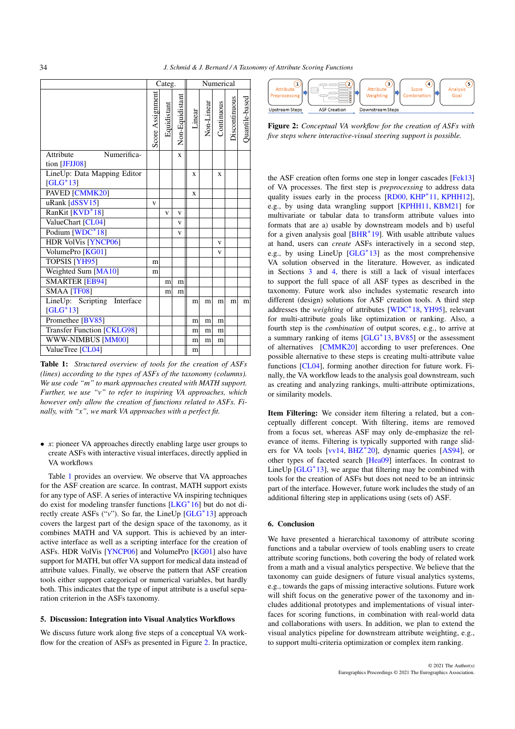| | Categ. | | | Numerical | | | | |
|---|---|---|---|---|---|---|---|---|
| | Score Assignment | Equidistant | Non-Equidistant | Linear | Non-Linear | Continuous | Discontinuous | Quantile-based |
| Attribute Numerification [JFJJ08] | | | x | | | | | |
| LineUp: Data Mapping Editor [GLG*13] | | | | x | | x | | |
| PAVED [CMMK20] | | | | x | | | | |
| uRank [dSSV15] | v | | | | | | | |
| RanKit [KVD*18] | | v | v | | | | | |
| ValueChart [CL04] | | | v | | | | | |
| Podium [WDC*18] | | | v | | | | | |
| HDR VolVis [YNCP06] | | | | | | v | | |
| VolumePro [KG01] | | | | | | v | | |
| TOPSIS [YH95] | m | | | | | | | |
| Weighted Sum [MA10] | m | | | | | | | |
| SMARTER [EB94] | | m | m | | | | | |
| SMAA [TF08] | | m | m | | | | | |
| LineUp: Scripting Interface [GLG*13] | | | | m | m | m | m | m |
| Promethee [BV85] | | | | m | m | m | | |
| Transfer Function [CKLG98] | | | | m | m | m | | |
| WWW-NIMBUS [MM00] | | | | m | m | m | | |
| ValueTree [CL04] | | | | m | | | | |

**Table 1:** *Structured overview of tools for the creation of ASFs (lines) according to the types of ASFs of the taxonomy (columns). We use code "m" to mark approaches created with MATH support. Further, we use "v" to refer to inspiring VA approaches, which however only allow the creation of functions related to ASFs. Finally, with "x", we mark VA approaches with a perfect fit.*

- *x*: pioneer VA approaches directly enabling large user groups to create ASFs with interactive visual interfaces, directly applied in VA workflows

Table 1 provides an overview. We observe that VA approaches for the ASF creation are scarce. In contrast, MATH support exists for any type of ASF. A series of interactive VA inspiring techniques do exist for modeling transfer functions [LKG*16] but do not directly create ASFs ("*v*"). So far, the LineUp [GLG*13] approach covers the largest part of the design space of the taxonomy, as it combines MATH and VA support. This is achieved by an interactive interface as well as a scripting interface for the creation of ASFs. HDR VolVis [YNCP06] and VolumePro [KG01] also have support for MATH, but offer VA support for medical data instead of attribute values. Finally, we observe the pattern that ASF creation tools either support categorical or numerical variables, but hardly both. This indicates that the type of input attribute is a useful separation criterion in the ASFs taxonomy.

## 5. Discussion: Integration into Visual Analytics Workflows

We discuss future work along five steps of a conceptual VA workflow for the creation of ASFs as presented in Figure 2. In practice, the ASF creation often forms one step in longer cascades [Fek13] of VA processes. The first step is *preprocessing* to address data quality issues early in the process [RD00, KHP*11, KPHH12], e.g., by using data wrangling support [KPHH11, KBM21] for multivariate or tabular data to transform attribute values into formats that are a) usable by downstream models and b) useful for a given analysis goal [BHR*19]. With usable attribute values at hand, users can *create* ASFs interactively in a second step, e.g., by using LineUp [GLG*13] as the most comprehensive VA solution observed in the literature. However, as indicated in Sections 3 and 4, there is still a lack of visual interfaces to support the full space of all ASF types as described in the taxonomy. Future work also includes systematic research into different (design) solutions for ASF creation tools. A third step addresses the *weighting* of attributes [WDC*18, YH95], relevant for multi-attribute goals like optimization or ranking. Also, a fourth step is the *combination* of output scores, e.g., to arrive at a summary ranking of items [GLG*13, BV85] or the assessment of alternatives [CMMK20] according to user preferences. One possible alternative to these steps is creating multi-attribute value functions [CL04], forming another direction for future work. Finally, the VA workflow leads to the analysis goal downstream, such as creating and analyzing rankings, multi-attribute optimizations, or similarity models.

Figure 2: *Conceptual VA workflow for the creation of ASFs with five steps where interactive-visual steering support is possible.*

**Item Filtering:** We consider item filtering a related, but a conceptually different concept. With filtering, items are removed from a focus set, whereas ASF may only de-emphasize the relevance of items. Filtering is typically supported with range sliders for VA tools [vv14, BHZ*20], dynamic queries [AS94], or other types of faceted search [Hea09] interfaces. In contrast to LineUp [GLG*13], we argue that filtering may be combined with tools for the creation of ASFs but does not need to be an intrinsic part of the interface. However, future work includes the study of an additional filtering step in applications using (sets of) ASF.

## 6. Conclusion

We have presented a hierarchical taxonomy of attribute scoring functions and a tabular overview of tools enabling users to create attribute scoring functions, both covering the body of related work from a math and a visual analytics perspective. We believe that the taxonomy can guide designers of future visual analytics systems, e.g., towards the gaps of missing interactive solutions. Future work will shift focus on the generative power of the taxonomy and includes additional prototypes and implementations of visual interfaces for scoring functions, in combination with real-world data and collaborations with users. In addition, we plan to extend the visual analytics pipeline for downstream attribute weighting, e.g., to support multi-criteria optimization or complex item ranking.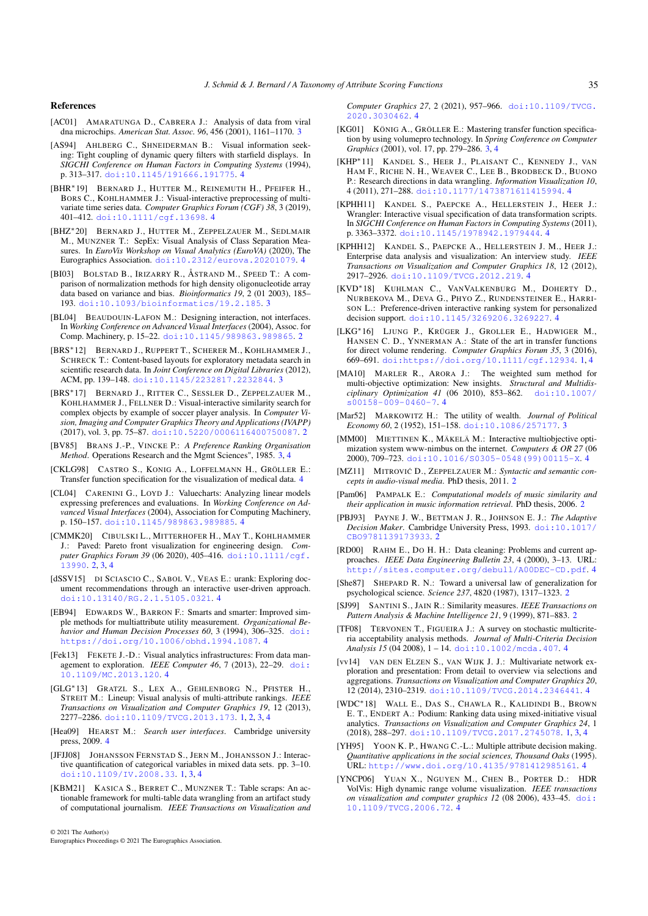## References

[AC01] AMARATUNGA D., CABRERA J.: Analysis of data from viral dna microchips. *American Stat. Assoc. 96*, 456 (2001), 1161–1170. 3

[AS94] AHLBERG C., SHNEIDERMAN B.: Visual information seeking: Tight coupling of dynamic query filters with starfield displays. In *SIGCHI Conference on Human Factors in Computing Systems* (1994), p. 313–317. doi:10.1145/191666.191775. 4

[BHR*19] BERNARD J., HUTTER M., REINEMUTH H., PFEIFER H., BORS C., KOHLHAMMER J.: Visual-interactive preprocessing of multivariate time series data. *Computer Graphics Forum (CGF) 38*, 3 (2019), 401–412. doi:10.1111/cgf.13698. 4

[BHZ*20] BERNARD J., HUTTER M., ZEPPELZAUER M., SEDLMAIR M., MUNZNER T.: SepEx: Visual Analysis of Class Separation Measures. In *EuroVis Workshop on Visual Analytics (EuroVA)* (2020), The Eurographics Association. doi:10.2312/eurova.20201079. 4

[BI03] BOLSTAD B., IRIZARRY R., ÅSTRAND M., SPEED T.: A comparison of normalization methods for high density oligonucleotide array data based on variance and bias. *Bioinformatics 19*, 2 (01 2003), 185–193. doi:10.1093/bioinformatics/19.2.185. 3

[BL04] BEAUDOUIN-LAFON M.: Designing interaction, not interfaces. In *Working Conference on Advanced Visual Interfaces* (2004), Assoc. for Comp. Machinery, p. 15–22. doi:10.1145/989863.989865. 2

[BRS*12] BERNARD J., RUPPERT T., SCHERER M., KOHLHAMMER J., SCHRECK T.: Content-based layouts for exploratory metadata search in scientific research data. In *Joint Conference on Digital Libraries* (2012), ACM, pp. 139–148. doi:10.1145/2232817.2232844. 3

[BRS*17] BERNARD J., RITTER C., SESSLER D., ZEPPELZAUER M., KOHLHAMMER J., FELLNER D.: Visual-interactive similarity search for complex objects by example of soccer player analysis. In *Computer Vision, Imaging and Computer Graphics Theory and Applications (IVAPP)* (2017), vol. 3, pp. 75–87. doi:10.5220/0006116400750087. 2

[BV85] BRANS J.-P., VINCKE P.: *A Preference Ranking Organisation Method*. Operations Research and the Mgmt Sciences", 1985. 3, 4

[CKLG98] CASTRO S., KONIG A., LOFFELMANN H., GRÖLLER E.: Transfer function specification for the visualization of medical data. 4

[CL04] CARENINI G., LOYD J.: Valuecharts: Analyzing linear models expressing preferences and evaluations. In *Working Conference on Advanced Visual Interfaces* (2004), Association for Computing Machinery, p. 150–157. doi:10.1145/989863.989885. 4

[CMMK20] CIBULSKI L., MITTERHOFER H., MAY T., KOHLHAMMER J.: Paved: Pareto front visualization for engineering design. *Computer Graphics Forum 39* (06 2020), 405–416. doi:10.1111/cgf.13990. 2, 3, 4

[dSSV15] DI SCIASCIO C., SABOL V., VEAS E.: urank: Exploring document recommendations through an interactive user-driven approach. doi:10.13140/RG.2.1.5105.0321. 4

[EB94] EDWARDS W., BARRON F.: Smarts and smarter: Improved simple methods for multiattribute utility measurement. *Organizational Behavior and Human Decision Processes 60*, 3 (1994), 306–325. doi:https://doi.org/10.1006/obhd.1994.1087. 4

[Fek13] FEKETE J.-D.: Visual analytics infrastructures: From data management to exploration. *IEEE Computer 46*, 7 (2013), 22–29. doi:10.1109/MC.2013.120. 4

[GLG*13] GRATZL S., LEX A., GEHLENBORG N., PFISTER H., STREIT M.: Lineup: Visual analysis of multi-attribute rankings. *IEEE Transactions on Visualization and Computer Graphics 19*, 12 (2013), 2277–2286. doi:10.1109/TVCG.2013.173. 1, 2, 3, 4

[Hea09] HEARST M.: *Search user interfaces*. Cambridge university press, 2009. 4

[JFJJ08] JOHANSSON FERNSTAD S., JERN M., JOHANSSON J.: Interactive quantification of categorical variables in mixed data sets. pp. 3–10. doi:10.1109/IV.2008.33. 1, 3, 4

[KBM21] KASICA S., BERRET C., MUNZNER T.: Table scraps: An actionable framework for multi-table data wrangling from an artifact study of computational journalism. *IEEE Transactions on Visualization and Computer Graphics 27*, 2 (2021), 957–966. doi:10.1109/TVCG.2020.3030462. 4

[KG01] KÖNIG A., GRÖLLER E.: Mastering transfer function specification by using volumepro technology. In *Spring Conference on Computer Graphics* (2001), vol. 17, pp. 279–286. 3, 4

[KHP*11] KANDEL S., HEER J., PLAISANT C., KENNEDY J., VAN HAM F., RICHE N. H., WEAVER C., LEE B., BRODBECK D., BUONO P.: Research directions in data wrangling. *Information Visualization 10*, 4 (2011), 271–288. doi:10.1177/1473871611415994. 4

[KPHH11] KANDEL S., PAEPCKE A., HELLERSTEIN J., HEER J.: Wrangler: Interactive visual specification of data transformation scripts. In *SIGCHI Conference on Human Factors in Computing Systems* (2011), p. 3363–3372. doi:10.1145/1978942.1979444. 4

[KPHH12] KANDEL S., PAEPCKE A., HELLERSTEIN J. M., HEER J.: Enterprise data analysis and visualization: An interview study. *IEEE Transactions on Visualization and Computer Graphics 18*, 12 (2012), 2917–2926. doi:10.1109/TVCG.2012.219. 4

[KVD*18] KUHLMAN C., VANVALKENBURG M., DOHERTY D., NURBEKOVA M., DEVA G., PHYO Z., RUNDENSTEINER E., HARRISON L.: Preference-driven interactive ranking system for personalized decision support. doi:10.1145/3269206.3269227. 4

[LKG*16] LJUNG P., KRÜGER J., GROLLER E., HADWIGER M., HANSEN C. D., YNNERMAN A.: State of the art in transfer functions for direct volume rendering. *Computer Graphics Forum 35*, 3 (2016), 669–691. doi:https://doi.org/10.1111/cgf.12934. 1, 4

[MA10] MARLER R., ARORA J.: The weighted sum method for multi-objective optimization: New insights. *Structural and Multidisciplinary Optimization 41* (06 2010), 853–862. doi:10.1007/s00158-009-0460-7. 4

[Mar52] MARKOWITZ H.: The utility of wealth. *Journal of Political Economy 60*, 2 (1952), 151–158. doi:10.1086/257177. 3

[MM00] MIETTINEN K., MÄKELÄ M.: Interactive multiobjective optimization system www-nimbus on the internet. *Computers & OR 27* (06 2000), 709–723. doi:10.1016/S0305-0548(99)00115-X. 4

[MZ11] MITROVIĆ D., ZEPPELZAUER M.: *Syntactic and semantic concepts in audio-visual media*. PhD thesis, 2011. 2

[Pam06] PAMPALK E.: *Computational models of music similarity and their application in music information retrieval*. PhD thesis, 2006. 2

[PBJ93] PAYNE J. W., BETTMAN J. R., JOHNSON E. J.: *The Adaptive Decision Maker*. Cambridge University Press, 1993. doi:10.1017/CBO9781139173933. 2

[RD00] RAHM E., DO H. H.: Data cleaning: Problems and current approaches. *IEEE Data Engineering Bulletin 23*, 4 (2000), 3–13. URL: http://sites.computer.org/debull/A00DEC-CD.pdf. 4

[She87] SHEPARD R. N.: Toward a universal law of generalization for psychological science. *Science 237*, 4820 (1987), 1317–1323. 2

[SJ99] SANTINI S., JAIN R.: Similarity measures. *IEEE Transactions on Pattern Analysis & Machine Intelligence 21*, 9 (1999), 871–883. 2

[TF08] TERVONEN T., FIGUEIRA J.: A survey on stochastic multicriteria acceptability analysis methods. *Journal of Multi-Criteria Decision Analysis 15* (04 2008), 1 – 14. doi:10.1002/mcda.407. 4

[vv14] VAN DEN ELZEN S., VAN WIJK J. J.: Multivariate network exploration and presentation: From detail to overview via selections and aggregations. *Transactions on Visualization and Computer Graphics 20*, 12 (2014), 2310–2319. doi:10.1109/TVCG.2014.2346441. 4

[WDC*18] WALL E., DAS S., CHAWLA R., KALIDINDI B., BROWN E. T., ENDERT A.: Podium: Ranking data using mixed-initiative visual analytics. *Transactions on Visualization and Computer Graphics 24*, 1 (2018), 288–297. doi:10.1109/TVCG.2017.2745078. 1, 3, 4

[YH95] YOON K. P., HWANG C.-L.: Multiple attribute decision making. *Quantitative applications in the social sciences, Thousand Oaks* (1995). URL: http://www.doi.org/10.4135/9781412985161. 4

[YNCP06] YUAN X., NGUYEN M., CHEN B., PORTER D.: HDR VolVis: High dynamic range volume visualization. *IEEE transactions on visualization and computer graphics 12* (08 2006), 433–45. doi:10.1109/TVCG.2006.72. 4

© 2021 The Author(s)
Eurographics Proceedings © 2021 The Eurographics Association.